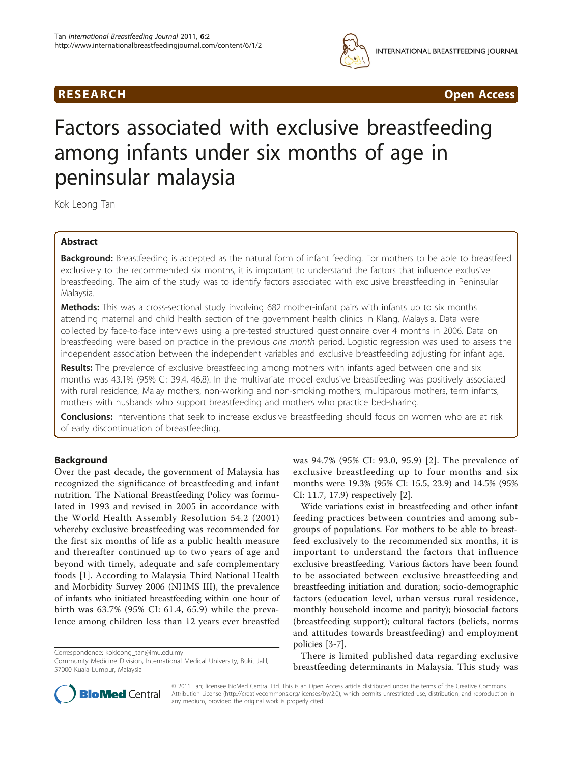**RESEARCH** **Open Access**

# Factors associated with exclusive breastfeeding among infants under six months of age in peninsular malaysia

Kok Leong Tan

## Abstract

**Background:** Breastfeeding is accepted as the natural form of infant feeding. For mothers to be able to breastfeed exclusively to the recommended six months, it is important to understand the factors that influence exclusive breastfeeding. The aim of the study was to identify factors associated with exclusive breastfeeding in Peninsular Malaysia.

**Methods:** This was a cross-sectional study involving 682 mother-infant pairs with infants up to six months attending maternal and child health section of the government health clinics in Klang, Malaysia. Data were collected by face-to-face interviews using a pre-tested structured questionnaire over 4 months in 2006. Data on breastfeeding were based on practice in the previous *one month* period. Logistic regression was used to assess the independent association between the independent variables and exclusive breastfeeding adjusting for infant age.

**Results:** The prevalence of exclusive breastfeeding among mothers with infants aged between one and six months was 43.1% (95% CI: 39.4, 46.8). In the multivariate model exclusive breastfeeding was positively associated with rural residence, Malay mothers, non-working and non-smoking mothers, multiparous mothers, term infants, mothers with husbands who support breastfeeding and mothers who practice bed-sharing.

**Conclusions:** Interventions that seek to increase exclusive breastfeeding should focus on women who are at risk of early discontinuation of breastfeeding.

## Background

Over the past decade, the government of Malaysia has recognized the significance of breastfeeding and infant nutrition. The National Breastfeeding Policy was formulated in 1993 and revised in 2005 in accordance with the World Health Assembly Resolution 54.2 (2001) whereby exclusive breastfeeding was recommended for the first six months of life as a public health measure and thereafter continued up to two years of age and beyond with timely, adequate and safe complementary foods [1]. According to Malaysia Third National Health and Morbidity Survey 2006 (NHMS III), the prevalence of infants who initiated breastfeeding within one hour of birth was 63.7% (95% CI: 61.4, 65.9) while the prevalence among children less than 12 years ever breastfed was 94.7% (95% CI: 93.0, 95.9) [2]. The prevalence of exclusive breastfeeding up to four months and six months were 19.3% (95% CI: 15.5, 23.9) and 14.5% (95% CI: 11.7, 17.9) respectively [2].

Wide variations exist in breastfeeding and other infant feeding practices between countries and among subgroups of populations. For mothers to be able to breastfeed exclusively to the recommended six months, it is important to understand the factors that influence exclusive breastfeeding. Various factors have been found to be associated between exclusive breastfeeding and breastfeeding initiation and duration; socio-demographic factors (education level, urban versus rural residence, monthly household income and parity); biosocial factors (breastfeeding support); cultural factors (beliefs, norms and attitudes towards breastfeeding) and employment policies [3-7].

There is limited published data regarding exclusive breastfeeding determinants in Malaysia. This study was

Correspondence: kokleong_tan@imu.edu.my
Community Medicine Division, International Medical University, Bukit Jalil, 57000 Kuala Lumpur, Malaysia

© 2011 Tan; licensee BioMed Central Ltd. This is an Open Access article distributed under the terms of the Creative Commons Attribution License (http://creativecommons.org/licenses/by/2.0), which permits unrestricted use, distribution, and reproduction in any medium, provided the original work is properly cited.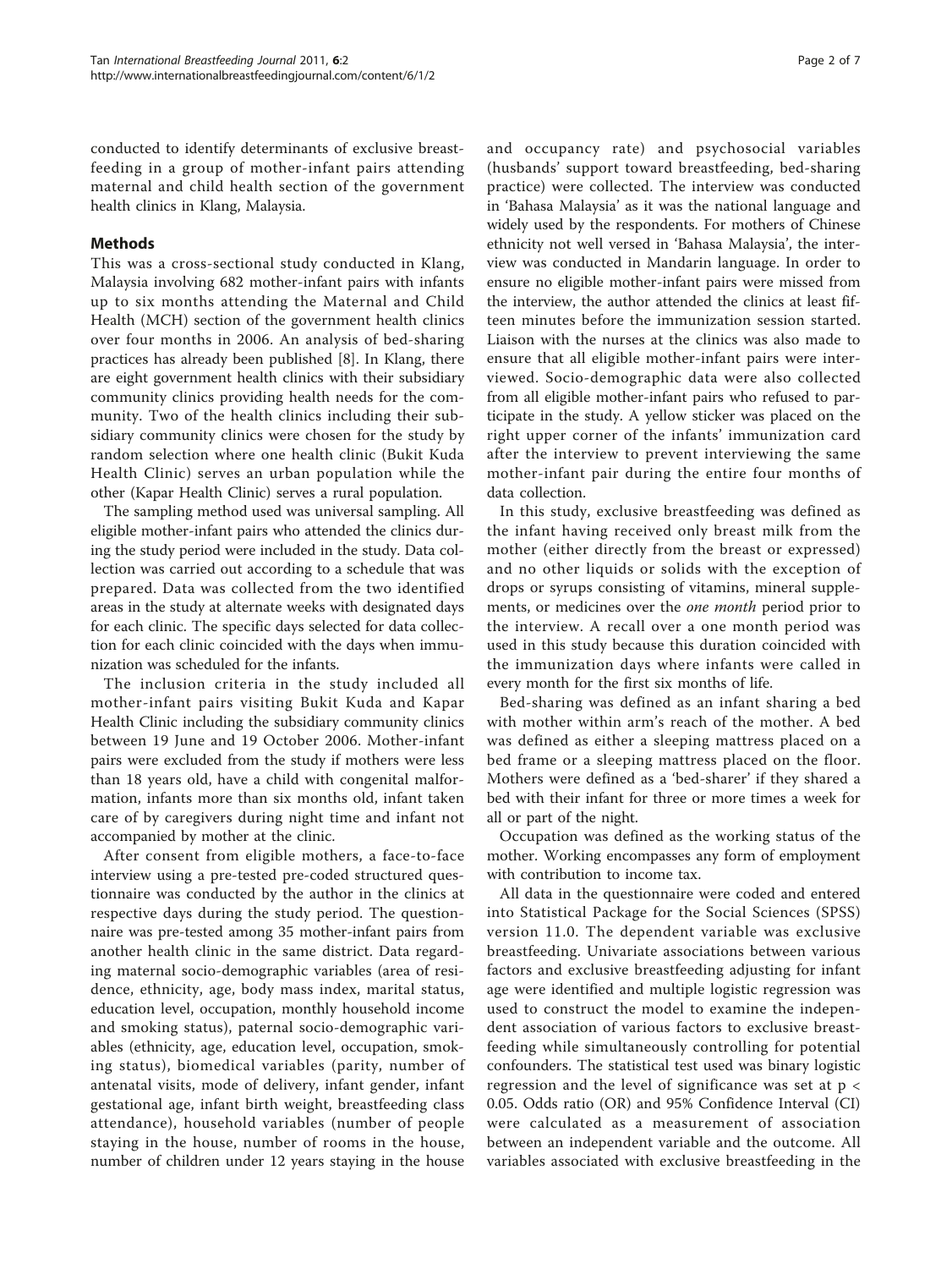conducted to identify determinants of exclusive breastfeeding in a group of mother-infant pairs attending maternal and child health section of the government health clinics in Klang, Malaysia.

## Methods

This was a cross-sectional study conducted in Klang, Malaysia involving 682 mother-infant pairs with infants up to six months attending the Maternal and Child Health (MCH) section of the government health clinics over four months in 2006. An analysis of bed-sharing practices has already been published [8]. In Klang, there are eight government health clinics with their subsidiary community clinics providing health needs for the community. Two of the health clinics including their subsidiary community clinics were chosen for the study by random selection where one health clinic (Bukit Kuda Health Clinic) serves an urban population while the other (Kapar Health Clinic) serves a rural population.

The sampling method used was universal sampling. All eligible mother-infant pairs who attended the clinics during the study period were included in the study. Data collection was carried out according to a schedule that was prepared. Data was collected from the two identified areas in the study at alternate weeks with designated days for each clinic. The specific days selected for data collection for each clinic coincided with the days when immunization was scheduled for the infants.

The inclusion criteria in the study included all mother-infant pairs visiting Bukit Kuda and Kapar Health Clinic including the subsidiary community clinics between 19 June and 19 October 2006. Mother-infant pairs were excluded from the study if mothers were less than 18 years old, have a child with congenital malformation, infants more than six months old, infant taken care of by caregivers during night time and infant not accompanied by mother at the clinic.

After consent from eligible mothers, a face-to-face interview using a pre-tested pre-coded structured questionnaire was conducted by the author in the clinics at respective days during the study period. The questionnaire was pre-tested among 35 mother-infant pairs from another health clinic in the same district. Data regarding maternal socio-demographic variables (area of residence, ethnicity, age, body mass index, marital status, education level, occupation, monthly household income and smoking status), paternal socio-demographic variables (ethnicity, age, education level, occupation, smoking status), biomedical variables (parity, number of antenatal visits, mode of delivery, infant gender, infant gestational age, infant birth weight, breastfeeding class attendance), household variables (number of people staying in the house, number of rooms in the house, number of children under 12 years staying in the house and occupancy rate) and psychosocial variables (husbands' support toward breastfeeding, bed-sharing practice) were collected. The interview was conducted in 'Bahasa Malaysia' as it was the national language and widely used by the respondents. For mothers of Chinese ethnicity not well versed in 'Bahasa Malaysia', the interview was conducted in Mandarin language. In order to ensure no eligible mother-infant pairs were missed from the interview, the author attended the clinics at least fifteen minutes before the immunization session started. Liaison with the nurses at the clinics was also made to ensure that all eligible mother-infant pairs were interviewed. Socio-demographic data were also collected from all eligible mother-infant pairs who refused to participate in the study. A yellow sticker was placed on the right upper corner of the infants' immunization card after the interview to prevent interviewing the same mother-infant pair during the entire four months of data collection.

In this study, exclusive breastfeeding was defined as the infant having received only breast milk from the mother (either directly from the breast or expressed) and no other liquids or solids with the exception of drops or syrups consisting of vitamins, mineral supplements, or medicines over the *one month* period prior to the interview. A recall over a one month period was used in this study because this duration coincided with the immunization days where infants were called in every month for the first six months of life.

Bed-sharing was defined as an infant sharing a bed with mother within arm's reach of the mother. A bed was defined as either a sleeping mattress placed on a bed frame or a sleeping mattress placed on the floor. Mothers were defined as a 'bed-sharer' if they shared a bed with their infant for three or more times a week for all or part of the night.

Occupation was defined as the working status of the mother. Working encompasses any form of employment with contribution to income tax.

All data in the questionnaire were coded and entered into Statistical Package for the Social Sciences (SPSS) version 11.0. The dependent variable was exclusive breastfeeding. Univariate associations between various factors and exclusive breastfeeding adjusting for infant age were identified and multiple logistic regression was used to construct the model to examine the independent association of various factors to exclusive breastfeeding while simultaneously controlling for potential confounders. The statistical test used was binary logistic regression and the level of significance was set at $p < 0.05$. Odds ratio (OR) and 95% Confidence Interval (CI) were calculated as a measurement of association between an independent variable and the outcome. All variables associated with exclusive breastfeeding in the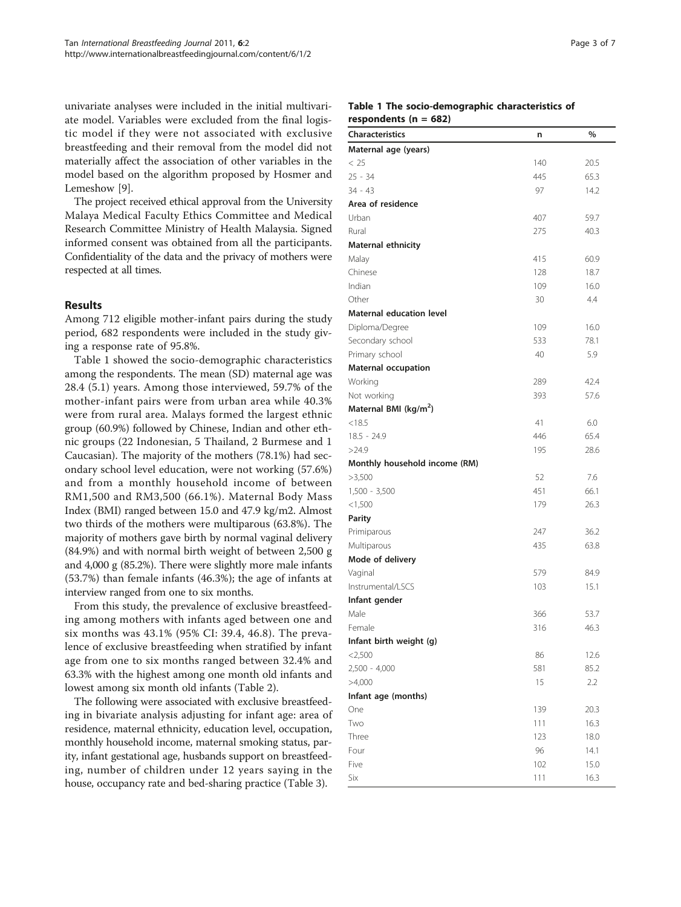univariate analyses were included in the initial multivariate model. Variables were excluded from the final logistic model if they were not associated with exclusive breastfeeding and their removal from the model did not materially affect the association of other variables in the model based on the algorithm proposed by Hosmer and Lemeshow [9].

The project received ethical approval from the University Malaya Medical Faculty Ethics Committee and Medical Research Committee Ministry of Health Malaysia. Signed informed consent was obtained from all the participants. Confidentiality of the data and the privacy of mothers were respected at all times.

## Results

Among 712 eligible mother-infant pairs during the study period, 682 respondents were included in the study giving a response rate of 95.8%.

Table 1 showed the socio-demographic characteristics among the respondents. The mean (SD) maternal age was 28.4 (5.1) years. Among those interviewed, 59.7% of the mother-infant pairs were from urban area while 40.3% were from rural area. Malays formed the largest ethnic group (60.9%) followed by Chinese, Indian and other ethnic groups (22 Indonesian, 5 Thailand, 2 Burmese and 1 Caucasian). The majority of the mothers (78.1%) had secondary school level education, were not working (57.6%) and from a monthly household income of between RM1,500 and RM3,500 (66.1%). Maternal Body Mass Index (BMI) ranged between 15.0 and 47.9 kg/m2. Almost two thirds of the mothers were multiparous (63.8%). The majority of mothers gave birth by normal vaginal delivery (84.9%) and with normal birth weight of between 2,500 g and 4,000 g (85.2%). There were slightly more male infants (53.7%) than female infants (46.3%); the age of infants at interview ranged from one to six months.

From this study, the prevalence of exclusive breastfeeding among mothers with infants aged between one and six months was 43.1% (95% CI: 39.4, 46.8). The prevalence of exclusive breastfeeding when stratified by infant age from one to six months ranged between 32.4% and 63.3% with the highest among one month old infants and lowest among six month old infants (Table 2).

The following were associated with exclusive breastfeeding in bivariate analysis adjusting for infant age: area of residence, maternal ethnicity, education level, occupation, monthly household income, maternal smoking status, parity, infant gestational age, husbands support on breastfeeding, number of children under 12 years saying in the house, occupancy rate and bed-sharing practice (Table 3).

**Table 1 The socio-demographic characteristics of respondents (n = 682)**

| Characteristics | n | % |
|---|---|---|
| **Maternal age (years)** | | |
| < 25 | 140 | 20.5 |
| 25 - 34 | 445 | 65.3 |
| 34 - 43 | 97 | 14.2 |
| **Area of residence** | | |
| Urban | 407 | 59.7 |
| Rural | 275 | 40.3 |
| **Maternal ethnicity** | | |
| Malay | 415 | 60.9 |
| Chinese | 128 | 18.7 |
| Indian | 109 | 16.0 |
| Other | 30 | 4.4 |
| **Maternal education level** | | |
| Diploma/Degree | 109 | 16.0 |
| Secondary school | 533 | 78.1 |
| Primary school | 40 | 5.9 |
| **Maternal occupation** | | |
| Working | 289 | 42.4 |
| Not working | 393 | 57.6 |
| **Maternal BMI (kg/m$^2$)** | | |
| <18.5 | 41 | 6.0 |
| 18.5 - 24.9 | 446 | 65.4 |
| >24.9 | 195 | 28.6 |
| **Monthly household income (RM)** | | |
| >3,500 | 52 | 7.6 |
| 1,500 - 3,500 | 451 | 66.1 |
| <1,500 | 179 | 26.3 |
| **Parity** | | |
| Primiparous | 247 | 36.2 |
| Multiparous | 435 | 63.8 |
| **Mode of delivery** | | |
| Vaginal | 579 | 84.9 |
| Instrumental/LSCS | 103 | 15.1 |
| **Infant gender** | | |
| Male | 366 | 53.7 |
| Female | 316 | 46.3 |
| **Infant birth weight (g)** | | |
| <2,500 | 86 | 12.6 |
| 2,500 - 4,000 | 581 | 85.2 |
| >4,000 | 15 | 2.2 |
| **Infant age (months)** | | |
| One | 139 | 20.3 |
| Two | 111 | 16.3 |
| Three | 123 | 18.0 |
| Four | 96 | 14.1 |
| Five | 102 | 15.0 |
| Six | 111 | 16.3 |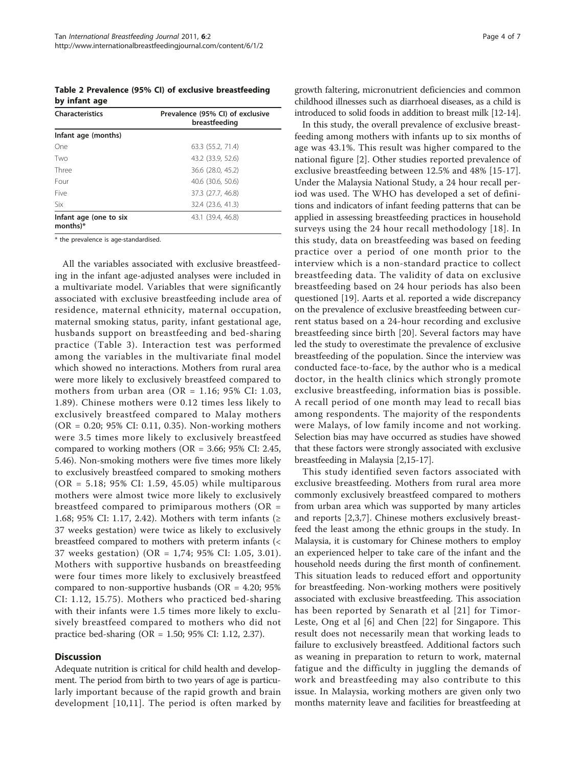**Table 2 Prevalence (95% CI) of exclusive breastfeeding by infant age**

| Characteristics | Prevalence (95% CI) of exclusive breastfeeding |
|---|---|
| **Infant age (months)** | |
| One | 63.3 (55.2, 71.4) |
| Two | 43.2 (33.9, 52.6) |
| Three | 36.6 (28.0, 45.2) |
| Four | 40.6 (30.6, 50.6) |
| Five | 37.3 (27.7, 46.8) |
| Six | 32.4 (23.6, 41.3) |
| **Infant age (one to six months)*** | 43.1 (39.4, 46.8) |

* the prevalence is age-standardised.

All the variables associated with exclusive breastfeeding in the infant age-adjusted analyses were included in a multivariate model. Variables that were significantly associated with exclusive breastfeeding include area of residence, maternal ethnicity, maternal occupation, maternal smoking status, parity, infant gestational age, husbands support on breastfeeding and bed-sharing practice (Table 3). Interaction test was performed among the variables in the multivariate final model which showed no interactions. Mothers from rural area were more likely to exclusively breastfeed compared to mothers from urban area (OR = 1.16; 95% CI: 1.03, 1.89). Chinese mothers were 0.12 times less likely to exclusively breastfeed compared to Malay mothers (OR = 0.20; 95% CI: 0.11, 0.35). Non-working mothers were 3.5 times more likely to exclusively breastfeed compared to working mothers (OR = 3.66; 95% CI: 2.45, 5.46). Non-smoking mothers were five times more likely to exclusively breastfeed compared to smoking mothers (OR = 5.18; 95% CI: 1.59, 45.05) while multiparous mothers were almost twice more likely to exclusively breastfeed compared to primiparous mothers (OR = 1.68; 95% CI: 1.17, 2.42). Mothers with term infants (≥ 37 weeks gestation) were twice as likely to exclusively breastfeed compared to mothers with preterm infants (< 37 weeks gestation) (OR = 1,74; 95% CI: 1.05, 3.01). Mothers with supportive husbands on breastfeeding were four times more likely to exclusively breastfeed compared to non-supportive husbands (OR = 4.20; 95% CI: 1.12, 15.75). Mothers who practiced bed-sharing with their infants were 1.5 times more likely to exclusively breastfeed compared to mothers who did not practice bed-sharing (OR = 1.50; 95% CI: 1.12, 2.37).

## Discussion

Adequate nutrition is critical for child health and development. The period from birth to two years of age is particularly important because of the rapid growth and brain development [10,11]. The period is often marked by growth faltering, micronutrient deficiencies and common childhood illnesses such as diarrhoeal diseases, as a child is introduced to solid foods in addition to breast milk [12-14].

In this study, the overall prevalence of exclusive breastfeeding among mothers with infants up to six months of age was 43.1%. This result was higher compared to the national figure [2]. Other studies reported prevalence of exclusive breastfeeding between 12.5% and 48% [15-17]. Under the Malaysia National Study, a 24 hour recall period was used. The WHO has developed a set of definitions and indicators of infant feeding patterns that can be applied in assessing breastfeeding practices in household surveys using the 24 hour recall methodology [18]. In this study, data on breastfeeding was based on feeding practice over a period of one month prior to the interview which is a non-standard practice to collect breastfeeding data. The validity of data on exclusive breastfeeding based on 24 hour periods has also been questioned [19]. Aarts et al. reported a wide discrepancy on the prevalence of exclusive breastfeeding between current status based on a 24-hour recording and exclusive breastfeeding since birth [20]. Several factors may have led the study to overestimate the prevalence of exclusive breastfeeding of the population. Since the interview was conducted face-to-face, by the author who is a medical doctor, in the health clinics which strongly promote exclusive breastfeeding, information bias is possible. A recall period of one month may lead to recall bias among respondents. The majority of the respondents were Malays, of low family income and not working. Selection bias may have occurred as studies have showed that these factors were strongly associated with exclusive breastfeeding in Malaysia [2,15-17].

This study identified seven factors associated with exclusive breastfeeding. Mothers from rural area more commonly exclusively breastfeed compared to mothers from urban area which was supported by many articles and reports [2,3,7]. Chinese mothers exclusively breastfeed the least among the ethnic groups in the study. In Malaysia, it is customary for Chinese mothers to employ an experienced helper to take care of the infant and the household needs during the first month of confinement. This situation leads to reduced effort and opportunity for breastfeeding. Non-working mothers were positively associated with exclusive breastfeeding. This association has been reported by Senarath et al [21] for Timor-Leste, Ong et al [6] and Chen [22] for Singapore. This result does not necessarily mean that working leads to failure to exclusively breastfeed. Additional factors such as weaning in preparation to return to work, maternal fatigue and the difficulty in juggling the demands of work and breastfeeding may also contribute to this issue. In Malaysia, working mothers are given only two months maternity leave and facilities for breastfeeding at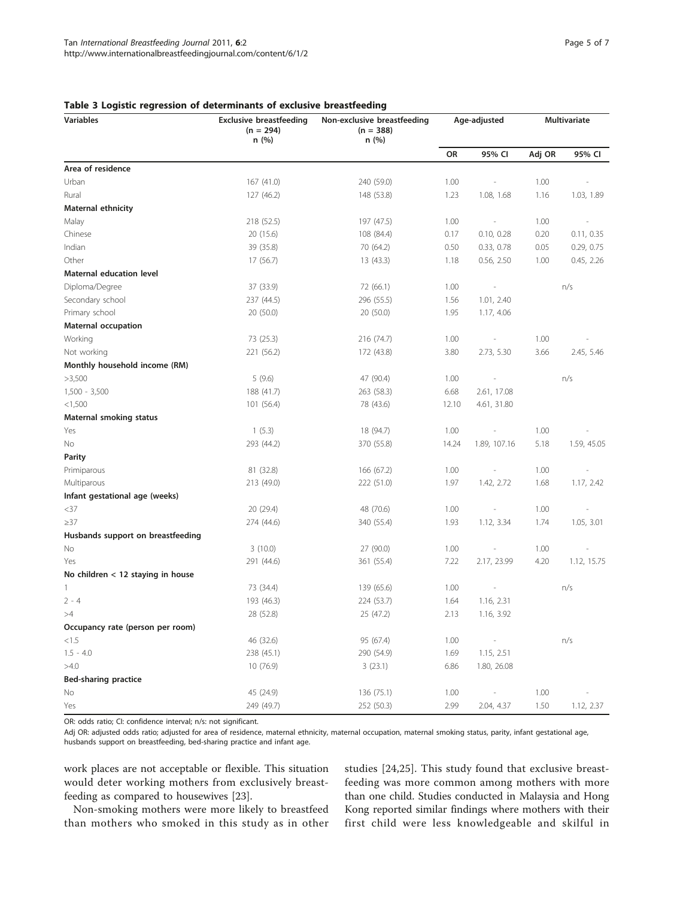**Table 3 Logistic regression of determinants of exclusive breastfeeding**

| Variables | Exclusive breastfeeding (n = 294) n (%) | Non-exclusive breastfeeding (n = 388) n (%) | Age-adjusted | | Multivariate | |
|---|---|---|---|---|---|---|
| | | | OR | 95% CI | Adj OR | 95% CI |
| **Area of residence** | | | | | | |
| Urban | 167 (41.0) | 240 (59.0) | 1.00 | - | 1.00 | - |
| Rural | 127 (46.2) | 148 (53.8) | 1.23 | 1.08, 1.68 | 1.16 | 1.03, 1.89 |
| **Maternal ethnicity** | | | | | | |
| Malay | 218 (52.5) | 197 (47.5) | 1.00 | - | 1.00 | - |
| Chinese | 20 (15.6) | 108 (84.4) | 0.17 | 0.10, 0.28 | 0.20 | 0.11, 0.35 |
| Indian | 39 (35.8) | 70 (64.2) | 0.50 | 0.33, 0.78 | 0.05 | 0.29, 0.75 |
| Other | 17 (56.7) | 13 (43.3) | 1.18 | 0.56, 2.50 | 1.00 | 0.45, 2.26 |
| **Maternal education level** | | | | | | |
| Diploma/Degree | 37 (33.9) | 72 (66.1) | 1.00 | - | n/s | |
| Secondary school | 237 (44.5) | 296 (55.5) | 1.56 | 1.01, 2.40 | | |
| Primary school | 20 (50.0) | 20 (50.0) | 1.95 | 1.17, 4.06 | | |
| **Maternal occupation** | | | | | | |
| Working | 73 (25.3) | 216 (74.7) | 1.00 | - | 1.00 | - |
| Not working | 221 (56.2) | 172 (43.8) | 3.80 | 2.73, 5.30 | 3.66 | 2.45, 5.46 |
| **Monthly household income (RM)** | | | | | | |
| >3,500 | 5 (9.6) | 47 (90.4) | 1.00 | - | n/s | |
| 1,500 - 3,500 | 188 (41.7) | 263 (58.3) | 6.68 | 2.61, 17.08 | | |
| <1,500 | 101 (56.4) | 78 (43.6) | 12.10 | 4.61, 31.80 | | |
| **Maternal smoking status** | | | | | | |
| Yes | 1 (5.3) | 18 (94.7) | 1.00 | - | 1.00 | - |
| No | 293 (44.2) | 370 (55.8) | 14.24 | 1.89, 107.16 | 5.18 | 1.59, 45.05 |
| **Parity** | | | | | | |
| Primiparous | 81 (32.8) | 166 (67.2) | 1.00 | - | 1.00 | - |
| Multiparous | 213 (49.0) | 222 (51.0) | 1.97 | 1.42, 2.72 | 1.68 | 1.17, 2.42 |
| **Infant gestational age (weeks)** | | | | | | |
| <37 | 20 (29.4) | 48 (70.6) | 1.00 | - | 1.00 | - |
| ≥37 | 274 (44.6) | 340 (55.4) | 1.93 | 1.12, 3.34 | 1.74 | 1.05, 3.01 |
| **Husbands support on breastfeeding** | | | | | | |
| No | 3 (10.0) | 27 (90.0) | 1.00 | - | 1.00 | - |
| Yes | 291 (44.6) | 361 (55.4) | 7.22 | 2.17, 23.99 | 4.20 | 1.12, 15.75 |
| **No children < 12 staying in house** | | | | | | |
| 1 | 73 (34.4) | 139 (65.6) | 1.00 | - | n/s | |
| 2 - 4 | 193 (46.3) | 224 (53.7) | 1.64 | 1.16, 2.31 | | |
| >4 | 28 (52.8) | 25 (47.2) | 2.13 | 1.16, 3.92 | | |
| **Occupancy rate (person per room)** | | | | | | |
| <1.5 | 46 (32.6) | 95 (67.4) | 1.00 | - | n/s | |
| 1.5 - 4.0 | 238 (45.1) | 290 (54.9) | 1.69 | 1.15, 2.51 | | |
| >4.0 | 10 (76.9) | 3 (23.1) | 6.86 | 1.80, 26.08 | | |
| **Bed-sharing practice** | | | | | | |
| No | 45 (24.9) | 136 (75.1) | 1.00 | - | 1.00 | - |
| Yes | 249 (49.7) | 252 (50.3) | 2.99 | 2.04, 4.37 | 1.50 | 1.12, 2.37 |

OR: odds ratio; CI: confidence interval; n/s: not significant.

Adj OR: adjusted odds ratio; adjusted for area of residence, maternal ethnicity, maternal occupation, maternal smoking status, parity, infant gestational age, husbands support on breastfeeding, bed-sharing practice and infant age.

work places are not acceptable or flexible. This situation would deter working mothers from exclusively breastfeeding as compared to housewives [23].

Non-smoking mothers were more likely to breastfeed than mothers who smoked in this study as in other studies [24,25]. This study found that exclusive breastfeeding was more common among mothers with more than one child. Studies conducted in Malaysia and Hong Kong reported similar findings where mothers with their first child were less knowledgeable and skilful in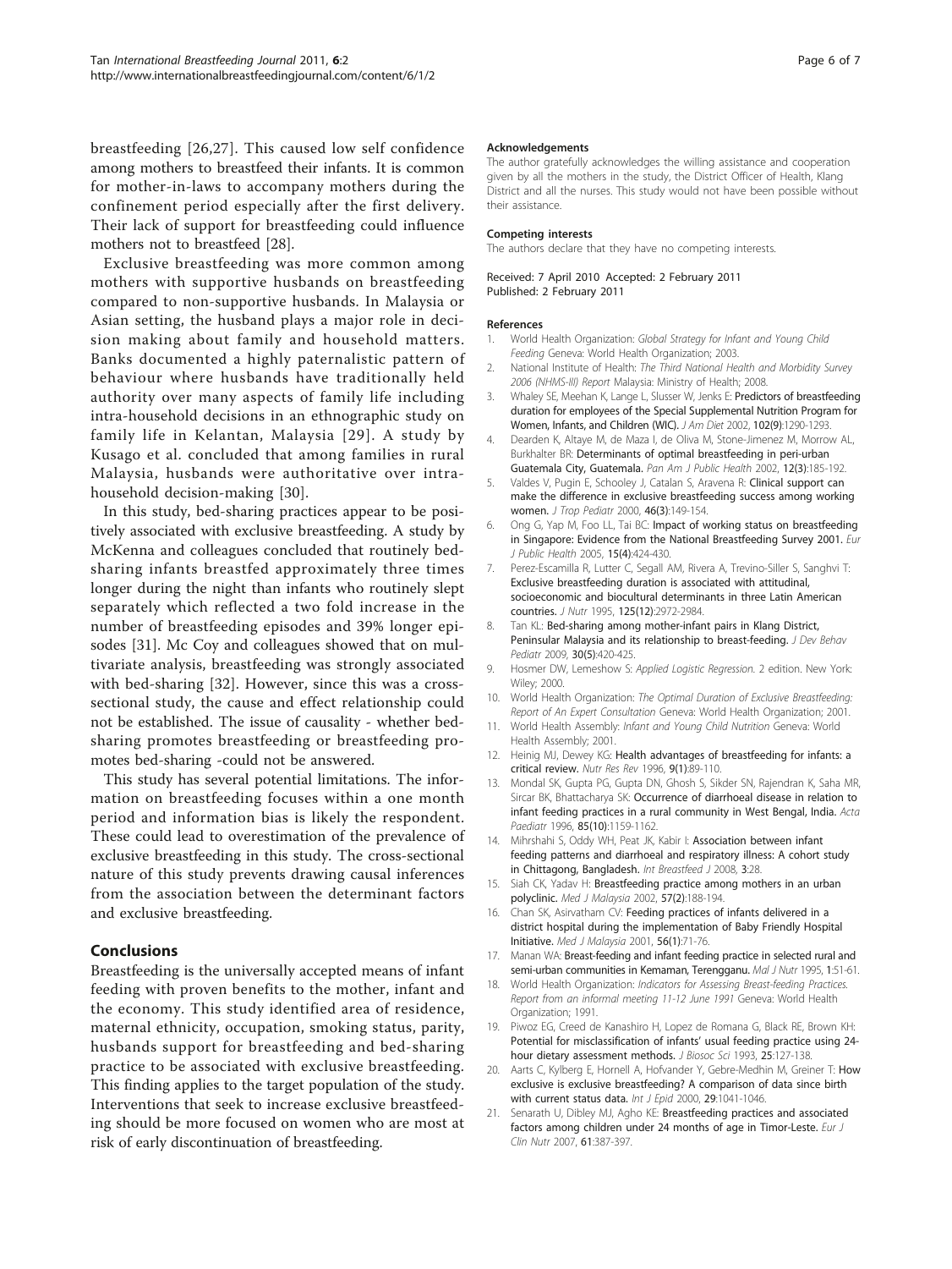breastfeeding [26,27]. This caused low self confidence among mothers to breastfeed their infants. It is common for mother-in-laws to accompany mothers during the confinement period especially after the first delivery. Their lack of support for breastfeeding could influence mothers not to breastfeed [28].

Exclusive breastfeeding was more common among mothers with supportive husbands on breastfeeding compared to non-supportive husbands. In Malaysia or Asian setting, the husband plays a major role in decision making about family and household matters. Banks documented a highly paternalistic pattern of behaviour where husbands have traditionally held authority over many aspects of family life including intra-household decisions in an ethnographic study on family life in Kelantan, Malaysia [29]. A study by Kusago et al. concluded that among families in rural Malaysia, husbands were authoritative over intra-household decision-making [30].

In this study, bed-sharing practices appear to be positively associated with exclusive breastfeeding. A study by McKenna and colleagues concluded that routinely bed-sharing infants breastfed approximately three times longer during the night than infants who routinely slept separately which reflected a two fold increase in the number of breastfeeding episodes and 39% longer episodes [31]. Mc Coy and colleagues showed that on multivariate analysis, breastfeeding was strongly associated with bed-sharing [32]. However, since this was a cross-sectional study, the cause and effect relationship could not be established. The issue of causality - whether bed-sharing promotes breastfeeding or breastfeeding promotes bed-sharing -could not be answered.

This study has several potential limitations. The information on breastfeeding focuses within a one month period and information bias is likely the respondent. These could lead to overestimation of the prevalence of exclusive breastfeeding in this study. The cross-sectional nature of this study prevents drawing causal inferences from the association between the determinant factors and exclusive breastfeeding.

## Conclusions

Breastfeeding is the universally accepted means of infant feeding with proven benefits to the mother, infant and the economy. This study identified area of residence, maternal ethnicity, occupation, smoking status, parity, husbands support for breastfeeding and bed-sharing practice to be associated with exclusive breastfeeding. This finding applies to the target population of the study. Interventions that seek to increase exclusive breastfeeding should be more focused on women who are most at risk of early discontinuation of breastfeeding.

#### Acknowledgements

The author gratefully acknowledges the willing assistance and cooperation given by all the mothers in the study, the District Officer of Health, Klang District and all the nurses. This study would not have been possible without their assistance.

#### Competing interests

The authors declare that they have no competing interests.

Received: 7 April 2010 Accepted: 2 February 2011
Published: 2 February 2011

#### References

1. World Health Organization: *Global Strategy for Infant and Young Child Feeding* Geneva: World Health Organization; 2003.
2. National Institute of Health: *The Third National Health and Morbidity Survey 2006 (NHMS-III) Report* Malaysia: Ministry of Health; 2008.
3. Whaley SE, Meehan K, Lange L, Slusser W, Jenks E: **Predictors of breastfeeding duration for employees of the Special Supplemental Nutrition Program for Women, Infants, and Children (WIC).** *J Am Diet* 2002, **102(9)**:1290-1293.
4. Dearden K, Altaye M, de Maza I, de Oliva M, Stone-Jimenez M, Morrow AL, Burkhalter BR: **Determinants of optimal breastfeeding in peri-urban Guatemala City, Guatemala.** *Pan Am J Public Health* 2002, **12(3)**:185-192.
5. Valdes V, Pugin E, Schooley J, Catalan S, Aravena R: **Clinical support can make the difference in exclusive breastfeeding success among working women.** *J Trop Pediatr* 2000, **46(3)**:149-154.
6. Ong G, Yap M, Foo LL, Tai BC: **Impact of working status on breastfeeding in Singapore: Evidence from the National Breastfeeding Survey 2001.** *Eur J Public Health* 2005, **15(4)**:424-430.
7. Perez-Escamilla R, Lutter C, Segall AM, Rivera A, Trevino-Siller S, Sanghvi T: **Exclusive breastfeeding duration is associated with attitudinal, socioeconomic and biocultural determinants in three Latin American countries.** *J Nutr* 1995, **125(12)**:2972-2984.
8. Tan KL: **Bed-sharing among mother-infant pairs in Klang District, Peninsular Malaysia and its relationship to breast-feeding.** *J Dev Behav Pediatr* 2009, **30(5)**:420-425.
9. Hosmer DW, Lemeshow S: *Applied Logistic Regression.* 2 edition. New York: Wiley; 2000.
10. World Health Organization: *The Optimal Duration of Exclusive Breastfeeding: Report of An Expert Consultation* Geneva: World Health Organization; 2001.
11. World Health Assembly: *Infant and Young Child Nutrition* Geneva: World Health Assembly; 2001.
12. Heinig MJ, Dewey KG: **Health advantages of breastfeeding for infants: a critical review.** *Nutr Res Rev* 1996, **9(1)**:89-110.
13. Mondal SK, Gupta PG, Gupta DN, Ghosh S, Sikder SN, Rajendran K, Saha MR, Sircar BK, Bhattacharya SK: **Occurrence of diarrhoeal disease in relation to infant feeding practices in a rural community in West Bengal, India.** *Acta Paediatr* 1996, **85(10)**:1159-1162.
14. Mihrshahi S, Oddy WH, Peat JK, Kabir I: **Association between infant feeding patterns and diarrhoeal and respiratory illness: A cohort study in Chittagong, Bangladesh.** *Int Breastfeed J* 2008, **3**:28.
15. Siah CK, Yadav H: **Breastfeeding practice among mothers in an urban polyclinic.** *Med J Malaysia* 2002, **57(2)**:188-194.
16. Chan SK, Asirvatham CV: **Feeding practices of infants delivered in a district hospital during the implementation of Baby Friendly Hospital Initiative.** *Med J Malaysia* 2001, **56(1)**:71-76.
17. Manan WA: **Breast-feeding and infant feeding practice in selected rural and semi-urban communities in Kemaman, Terengganu.** *Mal J Nutr* 1995, **1**:51-61.
18. World Health Organization: *Indicators for Assessing Breast-feeding Practices. Report from an informal meeting 11-12 June 1991* Geneva: World Health Organization; 1991.
19. Piwoz EG, Creed de Kanashiro H, Lopez de Romana G, Black RE, Brown KH: **Potential for misclassification of infants' usual feeding practice using 24-hour dietary assessment methods.** *J Biosoc Sci* 1993, **25**:127-138.
20. Aarts C, Kylberg E, Hornell A, Hofvander Y, Gebre-Medhin M, Greiner T: **How exclusive is exclusive breastfeeding? A comparison of data since birth with current status data.** *Int J Epid* 2000, **29**:1041-1046.
21. Senarath U, Dibley MJ, Agho KE: **Breastfeeding practices and associated factors among children under 24 months of age in Timor-Leste.** *Eur J Clin Nutr* 2007, **61**:387-397.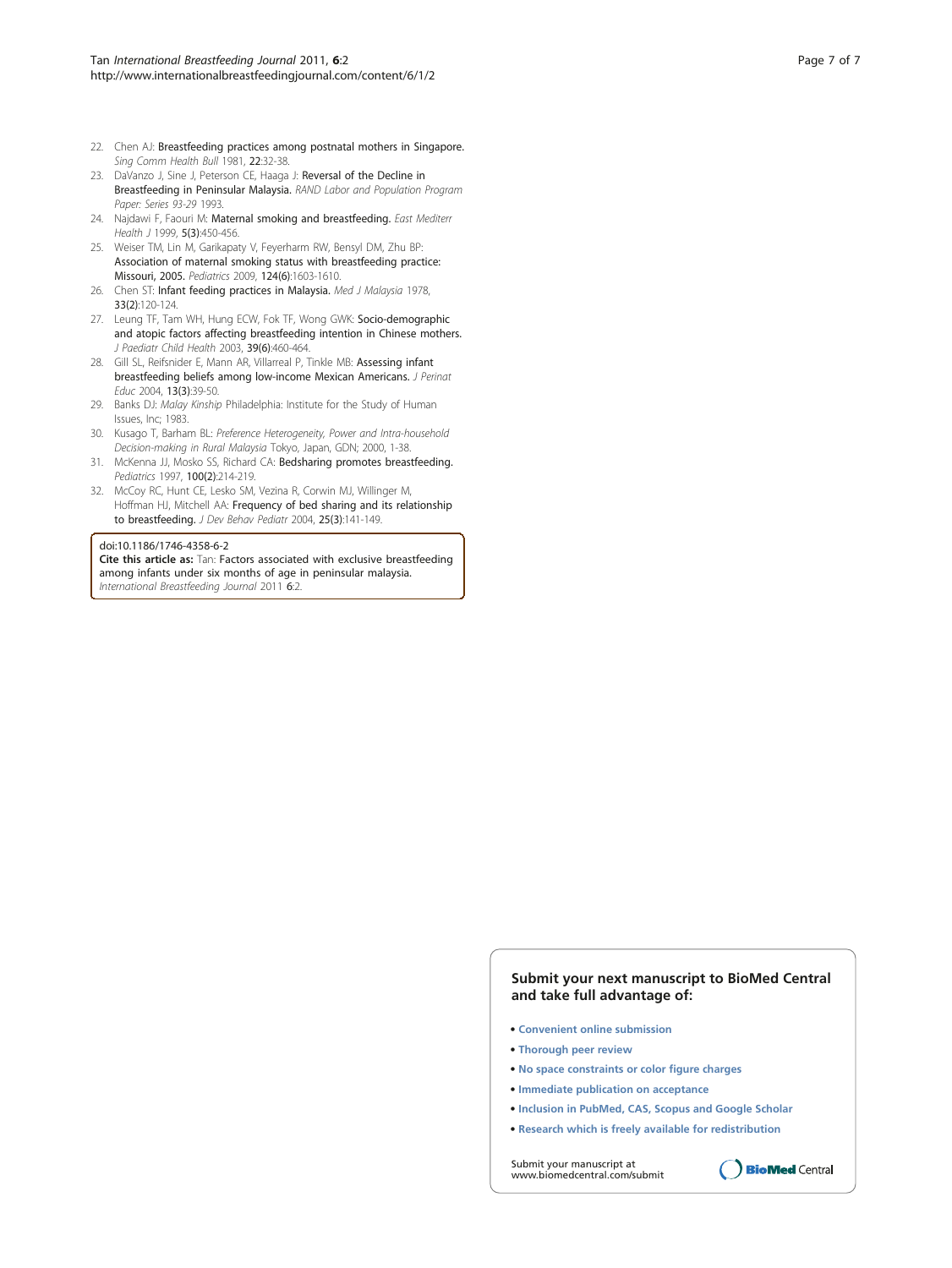22. Chen AJ: Breastfeeding practices among postnatal mothers in Singapore. *Sing Comm Health Bull* 1981, **22**:32-38.
23. DaVanzo J, Sine J, Peterson CE, Haaga J: Reversal of the Decline in Breastfeeding in Peninsular Malaysia. *RAND Labor and Population Program Paper: Series 93-29* 1993.
24. Najdawi F, Faouri M: Maternal smoking and breastfeeding. *East Mediterr Health J* 1999, **5(3)**:450-456.
25. Weiser TM, Lin M, Garikapaty V, Feyerharm RW, Bensyl DM, Zhu BP: Association of maternal smoking status with breastfeeding practice: Missouri, 2005. *Pediatrics* 2009, **124(6)**:1603-1610.
26. Chen ST: Infant feeding practices in Malaysia. *Med J Malaysia* 1978, **33(2)**:120-124.
27. Leung TF, Tam WH, Hung ECW, Fok TF, Wong GWK: Socio-demographic and atopic factors affecting breastfeeding intention in Chinese mothers. *J Paediatr Child Health* 2003, **39(6)**:460-464.
28. Gill SL, Reifsnider E, Mann AR, Villarreal P, Tinkle MB: Assessing infant breastfeeding beliefs among low-income Mexican Americans. *J Perinat Educ* 2004, **13(3)**:39-50.
29. Banks DJ: *Malay Kinship* Philadelphia: Institute for the Study of Human Issues, Inc; 1983.
30. Kusago T, Barham BL: *Preference Heterogeneity, Power and Intra-household Decision-making in Rural Malaysia* Tokyo, Japan, GDN; 2000, 1-38.
31. McKenna JJ, Mosko SS, Richard CA: Bedsharing promotes breastfeeding. *Pediatrics* 1997, **100(2)**:214-219.
32. McCoy RC, Hunt CE, Lesko SM, Vezina R, Corwin MJ, Willinger M, Hoffman HJ, Mitchell AA: Frequency of bed sharing and its relationship to breastfeeding. *J Dev Behav Pediatr* 2004, **25(3)**:141-149.

doi:10.1186/1746-4358-6-2

**Cite this article as:** Tan: Factors associated with exclusive breastfeeding among infants under six months of age in peninsular malaysia. *International Breastfeeding Journal* 2011 **6**:2.

**Submit your next manuscript to BioMed Central and take full advantage of:**

- Convenient online submission
- Thorough peer review
- No space constraints or color figure charges
- Immediate publication on acceptance
- Inclusion in PubMed, CAS, Scopus and Google Scholar
- Research which is freely available for redistribution

Submit your manuscript at www.biomedcentral.com/submit

BioMed Central